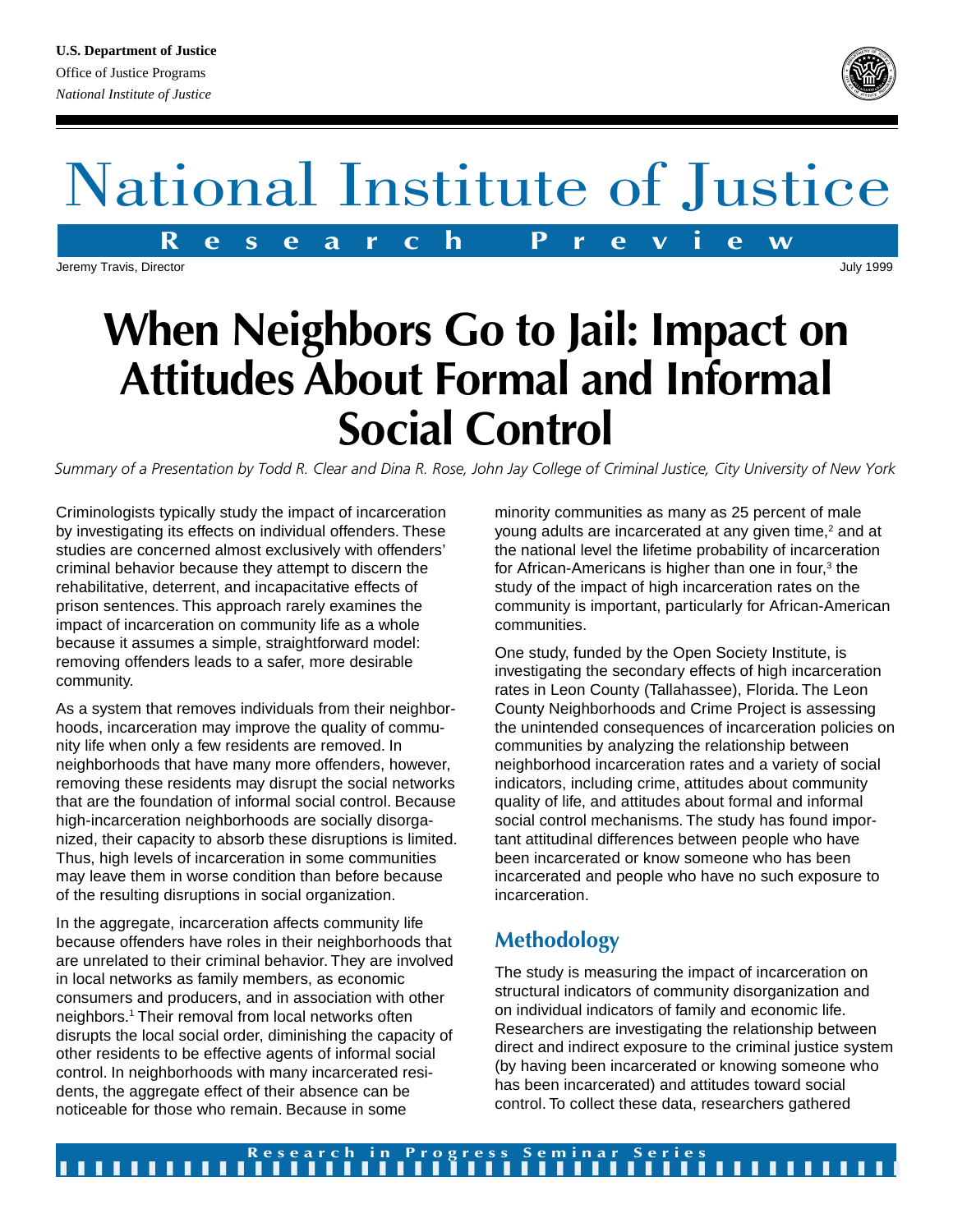U.S. Department of Justice
Office of Justice Programs
*National Institute of Justice*

# National Institute of Justice

**Research Preview**

Jeremy Travis, Director

July 1999

# When Neighbors Go to Jail: Impact on Attitudes About Formal and Informal Social Control

*Summary of a Presentation by Todd R. Clear and Dina R. Rose, John Jay College of Criminal Justice, City University of New York*

Criminologists typically study the impact of incarceration by investigating its effects on individual offenders. These studies are concerned almost exclusively with offenders' criminal behavior because they attempt to discern the rehabilitative, deterrent, and incapacitative effects of prison sentences. This approach rarely examines the impact of incarceration on community life as a whole because it assumes a simple, straightforward model: removing offenders leads to a safer, more desirable community.

As a system that removes individuals from their neighborhoods, incarceration may improve the quality of community life when only a few residents are removed. In neighborhoods that have many more offenders, however, removing these residents may disrupt the social networks that are the foundation of informal social control. Because high-incarceration neighborhoods are socially disorganized, their capacity to absorb these disruptions is limited. Thus, high levels of incarceration in some communities may leave them in worse condition than before because of the resulting disruptions in social organization.

In the aggregate, incarceration affects community life because offenders have roles in their neighborhoods that are unrelated to their criminal behavior. They are involved in local networks as family members, as economic consumers and producers, and in association with other neighbors.[1] Their removal from local networks often disrupts the local social order, diminishing the capacity of other residents to be effective agents of informal social control. In neighborhoods with many incarcerated residents, the aggregate effect of their absence can be noticeable for those who remain. Because in some minority communities as many as 25 percent of male young adults are incarcerated at any given time,[2] and at the national level the lifetime probability of incarceration for African-Americans is higher than one in four,[3] the study of the impact of high incarceration rates on the community is important, particularly for African-American communities.

One study, funded by the Open Society Institute, is investigating the secondary effects of high incarceration rates in Leon County (Tallahassee), Florida. The Leon County Neighborhoods and Crime Project is assessing the unintended consequences of incarceration policies on communities by analyzing the relationship between neighborhood incarceration rates and a variety of social indicators, including crime, attitudes about community quality of life, and attitudes about formal and informal social control mechanisms. The study has found important attitudinal differences between people who have been incarcerated or know someone who has been incarcerated and people who have no such exposure to incarceration.

## Methodology

The study is measuring the impact of incarceration on structural indicators of community disorganization and on individual indicators of family and economic life. Researchers are investigating the relationship between direct and indirect exposure to the criminal justice system (by having been incarcerated or knowing someone who has been incarcerated) and attitudes toward social control. To collect these data, researchers gathered

Research in Progress Seminar Series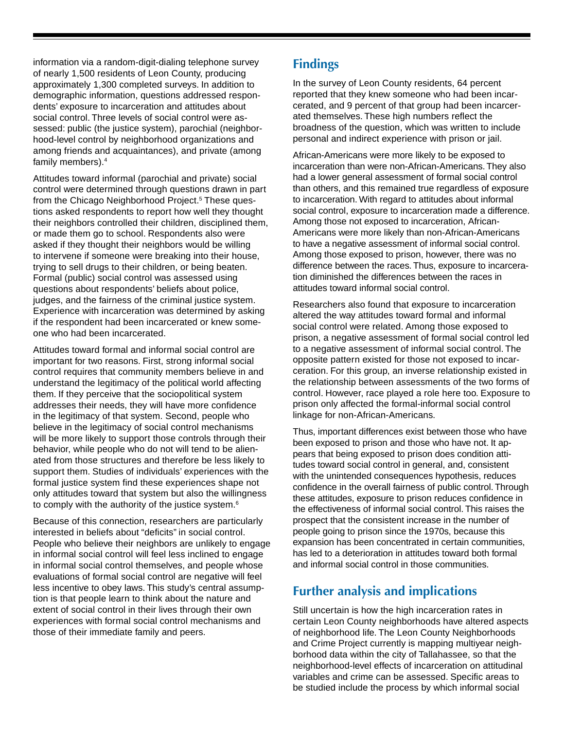information via a random-digit-dialing telephone survey of nearly 1,500 residents of Leon County, producing approximately 1,300 completed surveys. In addition to demographic information, questions addressed respondents' exposure to incarceration and attitudes about social control. Three levels of social control were assessed: public (the justice system), parochial (neighborhood-level control by neighborhood organizations and among friends and acquaintances), and private (among family members).[4]

Attitudes toward informal (parochial and private) social control were determined through questions drawn in part from the Chicago Neighborhood Project.[5] These questions asked respondents to report how well they thought their neighbors controlled their children, disciplined them, or made them go to school. Respondents also were asked if they thought their neighbors would be willing to intervene if someone were breaking into their house, trying to sell drugs to their children, or being beaten. Formal (public) social control was assessed using questions about respondents' beliefs about police, judges, and the fairness of the criminal justice system. Experience with incarceration was determined by asking if the respondent had been incarcerated or knew someone who had been incarcerated.

Attitudes toward formal and informal social control are important for two reasons. First, strong informal social control requires that community members believe in and understand the legitimacy of the political world affecting them. If they perceive that the sociopolitical system addresses their needs, they will have more confidence in the legitimacy of that system. Second, people who believe in the legitimacy of social control mechanisms will be more likely to support those controls through their behavior, while people who do not will tend to be alienated from those structures and therefore be less likely to support them. Studies of individuals' experiences with the formal justice system find these experiences shape not only attitudes toward that system but also the willingness to comply with the authority of the justice system.[6]

Because of this connection, researchers are particularly interested in beliefs about "deficits" in social control. People who believe their neighbors are unlikely to engage in informal social control will feel less inclined to engage in informal social control themselves, and people whose evaluations of formal social control are negative will feel less incentive to obey laws. This study's central assumption is that people learn to think about the nature and extent of social control in their lives through their own experiences with formal social control mechanisms and those of their immediate family and peers.

## Findings

In the survey of Leon County residents, 64 percent reported that they knew someone who had been incarcerated, and 9 percent of that group had been incarcerated themselves. These high numbers reflect the broadness of the question, which was written to include personal and indirect experience with prison or jail.

African-Americans were more likely to be exposed to incarceration than were non-African-Americans. They also had a lower general assessment of formal social control than others, and this remained true regardless of exposure to incarceration. With regard to attitudes about informal social control, exposure to incarceration made a difference. Among those not exposed to incarceration, African-Americans were more likely than non-African-Americans to have a negative assessment of informal social control. Among those exposed to prison, however, there was no difference between the races. Thus, exposure to incarceration diminished the differences between the races in attitudes toward informal social control.

Researchers also found that exposure to incarceration altered the way attitudes toward formal and informal social control were related. Among those exposed to prison, a negative assessment of formal social control led to a negative assessment of informal social control. The opposite pattern existed for those not exposed to incarceration. For this group, an inverse relationship existed in the relationship between assessments of the two forms of control. However, race played a role here too. Exposure to prison only affected the formal-informal social control linkage for non-African-Americans.

Thus, important differences exist between those who have been exposed to prison and those who have not. It appears that being exposed to prison does condition attitudes toward social control in general, and, consistent with the unintended consequences hypothesis, reduces confidence in the overall fairness of public control. Through these attitudes, exposure to prison reduces confidence in the effectiveness of informal social control. This raises the prospect that the consistent increase in the number of people going to prison since the 1970s, because this expansion has been concentrated in certain communities, has led to a deterioration in attitudes toward both formal and informal social control in those communities.

## Further analysis and implications

Still uncertain is how the high incarceration rates in certain Leon County neighborhoods have altered aspects of neighborhood life. The Leon County Neighborhoods and Crime Project currently is mapping multiyear neighborhood data within the city of Tallahassee, so that the neighborhood-level effects of incarceration on attitudinal variables and crime can be assessed. Specific areas to be studied include the process by which informal social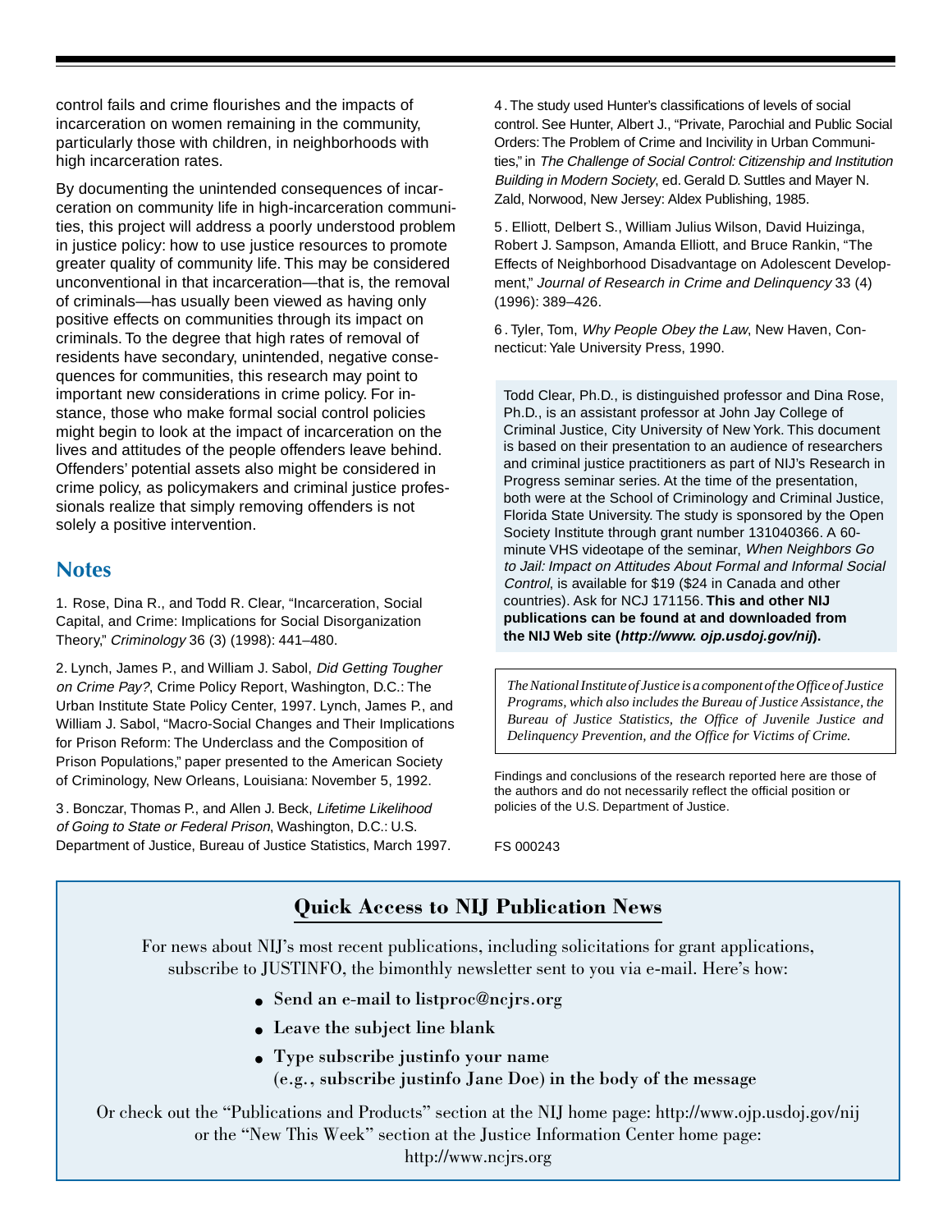control fails and crime flourishes and the impacts of incarceration on women remaining in the community, particularly those with children, in neighborhoods with high incarceration rates.

By documenting the unintended consequences of incarceration on community life in high-incarceration communities, this project will address a poorly understood problem in justice policy: how to use justice resources to promote greater quality of community life. This may be considered unconventional in that incarceration—that is, the removal of criminals—has usually been viewed as having only positive effects on communities through its impact on criminals. To the degree that high rates of removal of residents have secondary, unintended, negative consequences for communities, this research may point to important new considerations in crime policy. For instance, those who make formal social control policies might begin to look at the impact of incarceration on the lives and attitudes of the people offenders leave behind. Offenders' potential assets also might be considered in crime policy, as policymakers and criminal justice professionals realize that simply removing offenders is not solely a positive intervention.

## Notes

1. Rose, Dina R., and Todd R. Clear, "Incarceration, Social Capital, and Crime: Implications for Social Disorganization Theory," *Criminology* 36 (3) (1998): 441–480.

2. Lynch, James P., and William J. Sabol, *Did Getting Tougher on Crime Pay?*, Crime Policy Report, Washington, D.C.: The Urban Institute State Policy Center, 1997. Lynch, James P., and William J. Sabol, "Macro-Social Changes and Their Implications for Prison Reform: The Underclass and the Composition of Prison Populations," paper presented to the American Society of Criminology, New Orleans, Louisiana: November 5, 1992.

3. Bonczar, Thomas P., and Allen J. Beck, *Lifetime Likelihood of Going to State or Federal Prison*, Washington, D.C.: U.S. Department of Justice, Bureau of Justice Statistics, March 1997.

4. The study used Hunter's classifications of levels of social control. See Hunter, Albert J., "Private, Parochial and Public Social Orders: The Problem of Crime and Incivility in Urban Communities," in *The Challenge of Social Control: Citizenship and Institution Building in Modern Society*, ed. Gerald D. Suttles and Mayer N. Zald, Norwood, New Jersey: Aldex Publishing, 1985.

5. Elliott, Delbert S., William Julius Wilson, David Huizinga, Robert J. Sampson, Amanda Elliott, and Bruce Rankin, "The Effects of Neighborhood Disadvantage on Adolescent Development," *Journal of Research in Crime and Delinquency* 33 (4) (1996): 389–426.

6. Tyler, Tom, *Why People Obey the Law*, New Haven, Connecticut: Yale University Press, 1990.

Todd Clear, Ph.D., is distinguished professor and Dina Rose, Ph.D., is an assistant professor at John Jay College of Criminal Justice, City University of New York. This document is based on their presentation to an audience of researchers and criminal justice practitioners as part of NIJ's Research in Progress seminar series. At the time of the presentation, both were at the School of Criminology and Criminal Justice, Florida State University. The study is sponsored by the Open Society Institute through grant number 131040366. A 60-minute VHS videotape of the seminar, *When Neighbors Go to Jail: Impact on Attitudes About Formal and Informal Social Control*, is available for $19 ($24 in Canada and other countries). Ask for NCJ 171156. **This and other NIJ publications can be found at and downloaded from the NIJ Web site (*http://www. ojp.usdoj.gov/nij*).**

*The National Institute of Justice is a component of the Office of Justice Programs, which also includes the Bureau of Justice Assistance, the Bureau of Justice Statistics, the Office of Juvenile Justice and Delinquency Prevention, and the Office for Victims of Crime.*

Findings and conclusions of the research reported here are those of the authors and do not necessarily reflect the official position or policies of the U.S. Department of Justice.

FS 000243

## Quick Access to NIJ Publication News

For news about NIJ's most recent publications, including solicitations for grant applications, subscribe to JUSTINFO, the bimonthly newsletter sent to you via e-mail. Here's how:

- **Send an e-mail to listproc@ncjrs.org**
- **Leave the subject line blank**
- **Type subscribe justinfo your name (e.g., subscribe justinfo Jane Doe) in the body of the message**

Or check out the "Publications and Products" section at the NIJ home page: http://www.ojp.usdoj.gov/nij or the "New This Week" section at the Justice Information Center home page: http://www.ncjrs.org